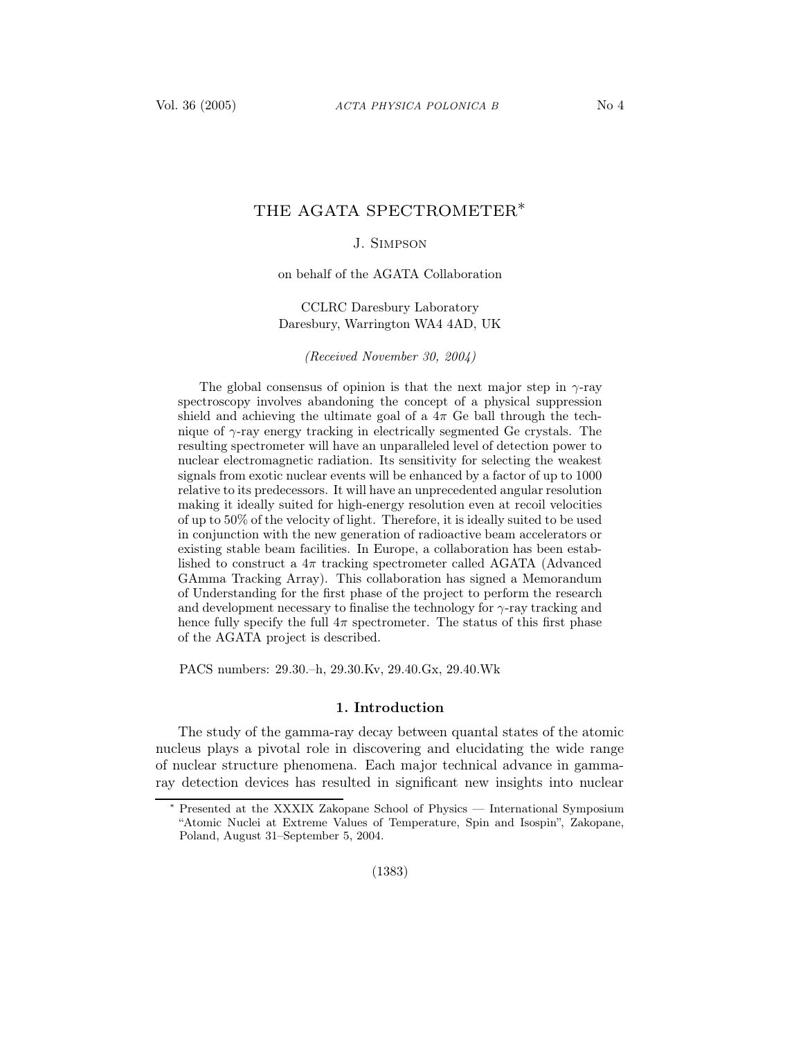# THE AGATA SPECTROMETER*

J. Simpson

on behalf of the AGATA Collaboration

CCLRC Daresbury Laboratory
Daresbury, Warrington WA4 4AD, UK

*(Received November 30, 2004)*

The global consensus of opinion is that the next major step in $\gamma$-ray spectroscopy involves abandoning the concept of a physical suppression shield and achieving the ultimate goal of a $4\pi$ Ge ball through the technique of $\gamma$-ray energy tracking in electrically segmented Ge crystals. The resulting spectrometer will have an unparalleled level of detection power to nuclear electromagnetic radiation. Its sensitivity for selecting the weakest signals from exotic nuclear events will be enhanced by a factor of up to 1000 relative to its predecessors. It will have an unprecedented angular resolution making it ideally suited for high-energy resolution even at recoil velocities of up to 50% of the velocity of light. Therefore, it is ideally suited to be used in conjunction with the new generation of radioactive beam accelerators or existing stable beam facilities. In Europe, a collaboration has been established to construct a $4\pi$ tracking spectrometer called AGATA (Advanced GAmma Tracking Array). This collaboration has signed a Memorandum of Understanding for the first phase of the project to perform the research and development necessary to finalise the technology for $\gamma$-ray tracking and hence fully specify the full $4\pi$ spectrometer. The status of this first phase of the AGATA project is described.

PACS numbers: 29.30.–h, 29.30.Kv, 29.40.Gx, 29.40.Wk

## 1. Introduction

The study of the gamma-ray decay between quantal states of the atomic nucleus plays a pivotal role in discovering and elucidating the wide range of nuclear structure phenomena. Each major technical advance in gamma-ray detection devices has resulted in significant new insights into nuclear

---

* Presented at the XXXIX Zakopane School of Physics — International Symposium "Atomic Nuclei at Extreme Values of Temperature, Spin and Isospin", Zakopane, Poland, August 31–September 5, 2004.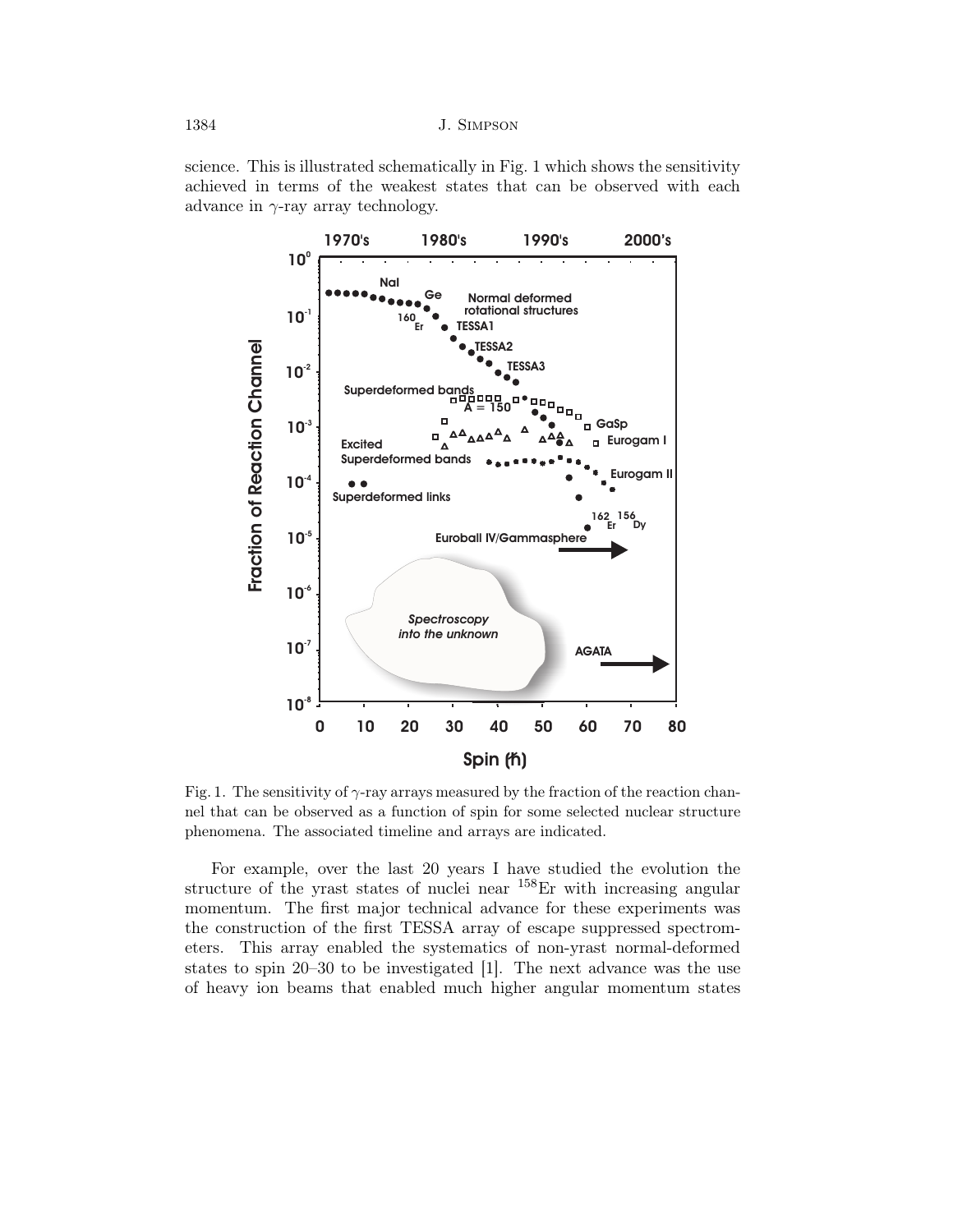science. This is illustrated schematically in Fig. 1 which shows the sensitivity achieved in terms of the weakest states that can be observed with each advance in $\gamma$-ray array technology.

Fig. 1. The sensitivity of $\gamma$-ray arrays measured by the fraction of the reaction channel that can be observed as a function of spin for some selected nuclear structure phenomena. The associated timeline and arrays are indicated.

For example, over the last 20 years I have studied the evolution the structure of the yrast states of nuclei near $^{158}$Er with increasing angular momentum. The first major technical advance for these experiments was the construction of the first TESSA array of escape suppressed spectrometers. This array enabled the systematics of non-yrast normal-deformed states to spin 20–30 to be investigated [1]. The next advance was the use of heavy ion beams that enabled much higher angular momentum states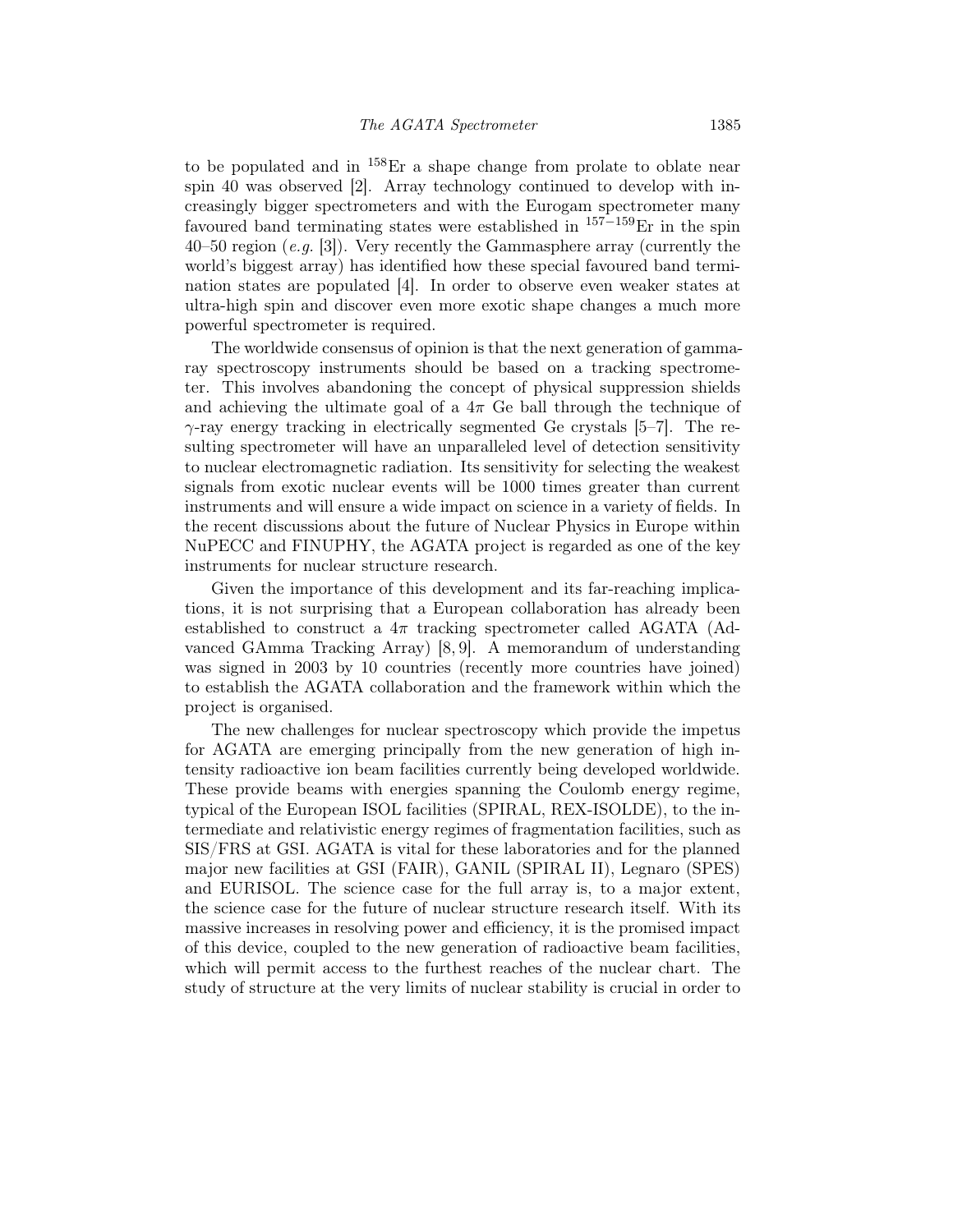to be populated and in $^{158}$Er a shape change from prolate to oblate near spin 40 was observed [2]. Array technology continued to develop with increasingly bigger spectrometers and with the Eurogam spectrometer many favoured band terminating states were established in $^{157-159}$Er in the spin 40–50 region (*e.g.* [3]). Very recently the Gammasphere array (currently the world's biggest array) has identified how these special favoured band termination states are populated [4]. In order to observe even weaker states at ultra-high spin and discover even more exotic shape changes a much more powerful spectrometer is required.

The worldwide consensus of opinion is that the next generation of gamma-ray spectroscopy instruments should be based on a tracking spectrometer. This involves abandoning the concept of physical suppression shields and achieving the ultimate goal of a $4\pi$ Ge ball through the technique of $\gamma$-ray energy tracking in electrically segmented Ge crystals [5–7]. The resulting spectrometer will have an unparalleled level of detection sensitivity to nuclear electromagnetic radiation. Its sensitivity for selecting the weakest signals from exotic nuclear events will be 1000 times greater than current instruments and will ensure a wide impact on science in a variety of fields. In the recent discussions about the future of Nuclear Physics in Europe within NuPECC and FINUPHY, the AGATA project is regarded as one of the key instruments for nuclear structure research.

Given the importance of this development and its far-reaching implications, it is not surprising that a European collaboration has already been established to construct a $4\pi$ tracking spectrometer called AGATA (Advanced GAmma Tracking Array) [8, 9]. A memorandum of understanding was signed in 2003 by 10 countries (recently more countries have joined) to establish the AGATA collaboration and the framework within which the project is organised.

The new challenges for nuclear spectroscopy which provide the impetus for AGATA are emerging principally from the new generation of high intensity radioactive ion beam facilities currently being developed worldwide. These provide beams with energies spanning the Coulomb energy regime, typical of the European ISOL facilities (SPIRAL, REX-ISOLDE), to the intermediate and relativistic energy regimes of fragmentation facilities, such as SIS/FRS at GSI. AGATA is vital for these laboratories and for the planned major new facilities at GSI (FAIR), GANIL (SPIRAL II), Legnaro (SPES) and EURISOL. The science case for the full array is, to a major extent, the science case for the future of nuclear structure research itself. With its massive increases in resolving power and efficiency, it is the promised impact of this device, coupled to the new generation of radioactive beam facilities, which will permit access to the furthest reaches of the nuclear chart. The study of structure at the very limits of nuclear stability is crucial in order to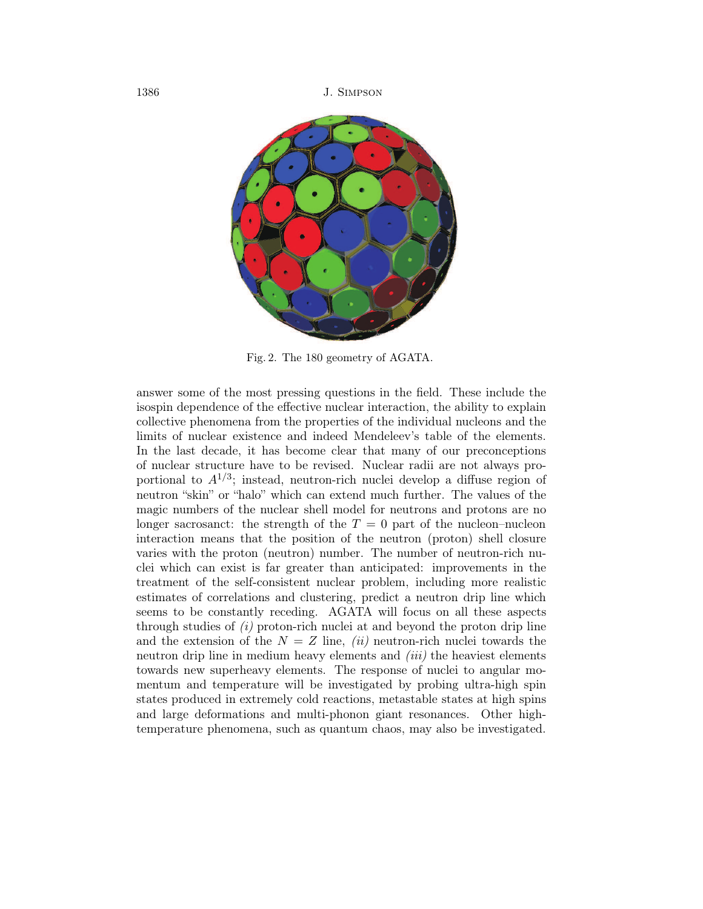Fig. 2. The 180 geometry of AGATA.

answer some of the most pressing questions in the field. These include the isospin dependence of the effective nuclear interaction, the ability to explain collective phenomena from the properties of the individual nucleons and the limits of nuclear existence and indeed Mendeleev's table of the elements. In the last decade, it has become clear that many of our preconceptions of nuclear structure have to be revised. Nuclear radii are not always proportional to $A^{1/3}$; instead, neutron-rich nuclei develop a diffuse region of neutron "skin" or "halo" which can extend much further. The values of the magic numbers of the nuclear shell model for neutrons and protons are no longer sacrosanct: the strength of the $T = 0$ part of the nucleon–nucleon interaction means that the position of the neutron (proton) shell closure varies with the proton (neutron) number. The number of neutron-rich nuclei which can exist is far greater than anticipated: improvements in the treatment of the self-consistent nuclear problem, including more realistic estimates of correlations and clustering, predict a neutron drip line which seems to be constantly receding. AGATA will focus on all these aspects through studies of *(i)* proton-rich nuclei at and beyond the proton drip line and the extension of the $N = Z$ line, *(ii)* neutron-rich nuclei towards the neutron drip line in medium heavy elements and *(iii)* the heaviest elements towards new superheavy elements. The response of nuclei to angular momentum and temperature will be investigated by probing ultra-high spin states produced in extremely cold reactions, metastable states at high spins and large deformations and multi-phonon giant resonances. Other high-temperature phenomena, such as quantum chaos, may also be investigated.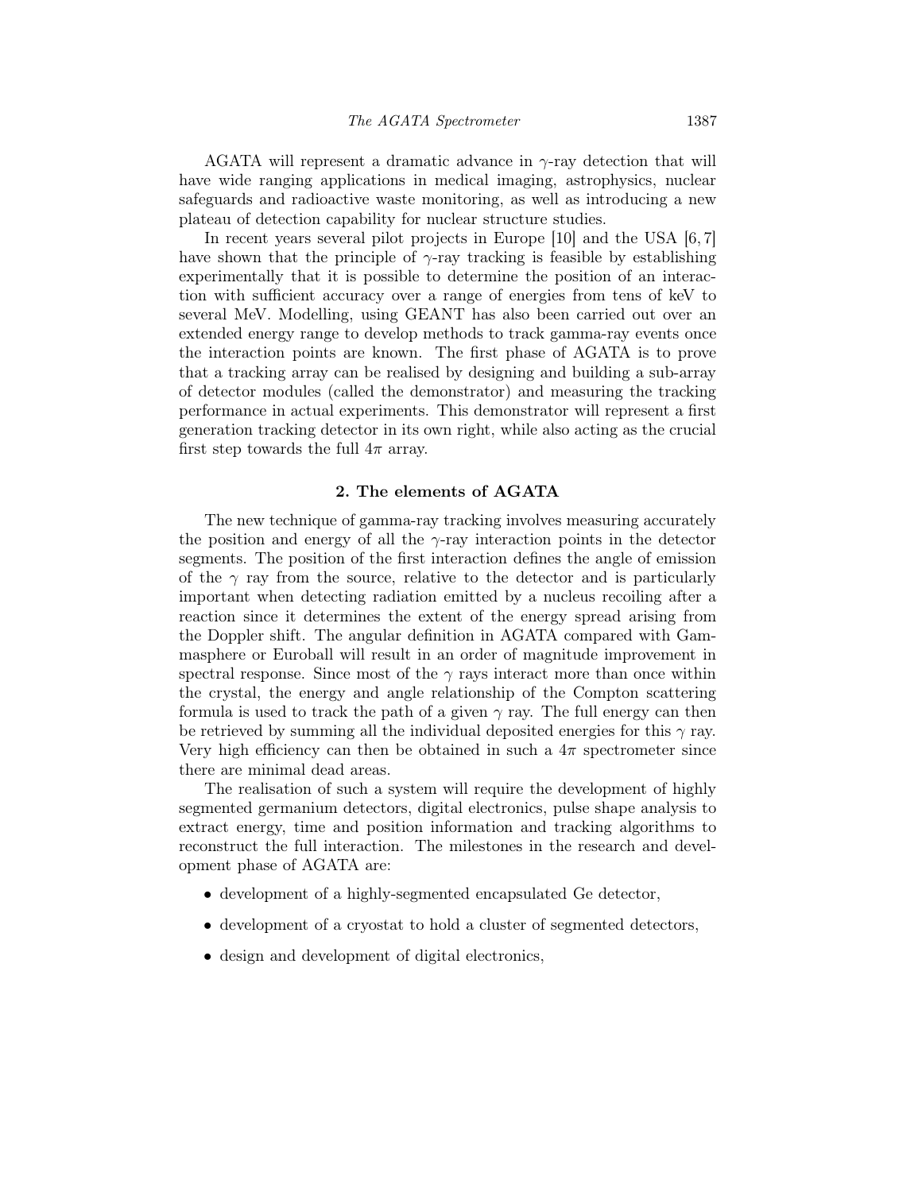AGATA will represent a dramatic advance in $\gamma$-ray detection that will have wide ranging applications in medical imaging, astrophysics, nuclear safeguards and radioactive waste monitoring, as well as introducing a new plateau of detection capability for nuclear structure studies.

In recent years several pilot projects in Europe [10] and the USA [6, 7] have shown that the principle of $\gamma$-ray tracking is feasible by establishing experimentally that it is possible to determine the position of an interaction with sufficient accuracy over a range of energies from tens of keV to several MeV. Modelling, using GEANT has also been carried out over an extended energy range to develop methods to track gamma-ray events once the interaction points are known. The first phase of AGATA is to prove that a tracking array can be realised by designing and building a sub-array of detector modules (called the demonstrator) and measuring the tracking performance in actual experiments. This demonstrator will represent a first generation tracking detector in its own right, while also acting as the crucial first step towards the full $4\pi$ array.

## 2. The elements of AGATA

The new technique of gamma-ray tracking involves measuring accurately the position and energy of all the $\gamma$-ray interaction points in the detector segments. The position of the first interaction defines the angle of emission of the $\gamma$ ray from the source, relative to the detector and is particularly important when detecting radiation emitted by a nucleus recoiling after a reaction since it determines the extent of the energy spread arising from the Doppler shift. The angular definition in AGATA compared with Gammasphere or Euroball will result in an order of magnitude improvement in spectral response. Since most of the $\gamma$ rays interact more than once within the crystal, the energy and angle relationship of the Compton scattering formula is used to track the path of a given $\gamma$ ray. The full energy can then be retrieved by summing all the individual deposited energies for this $\gamma$ ray. Very high efficiency can then be obtained in such a $4\pi$ spectrometer since there are minimal dead areas.

The realisation of such a system will require the development of highly segmented germanium detectors, digital electronics, pulse shape analysis to extract energy, time and position information and tracking algorithms to reconstruct the full interaction. The milestones in the research and development phase of AGATA are:

- development of a highly-segmented encapsulated Ge detector,
- development of a cryostat to hold a cluster of segmented detectors,
- design and development of digital electronics,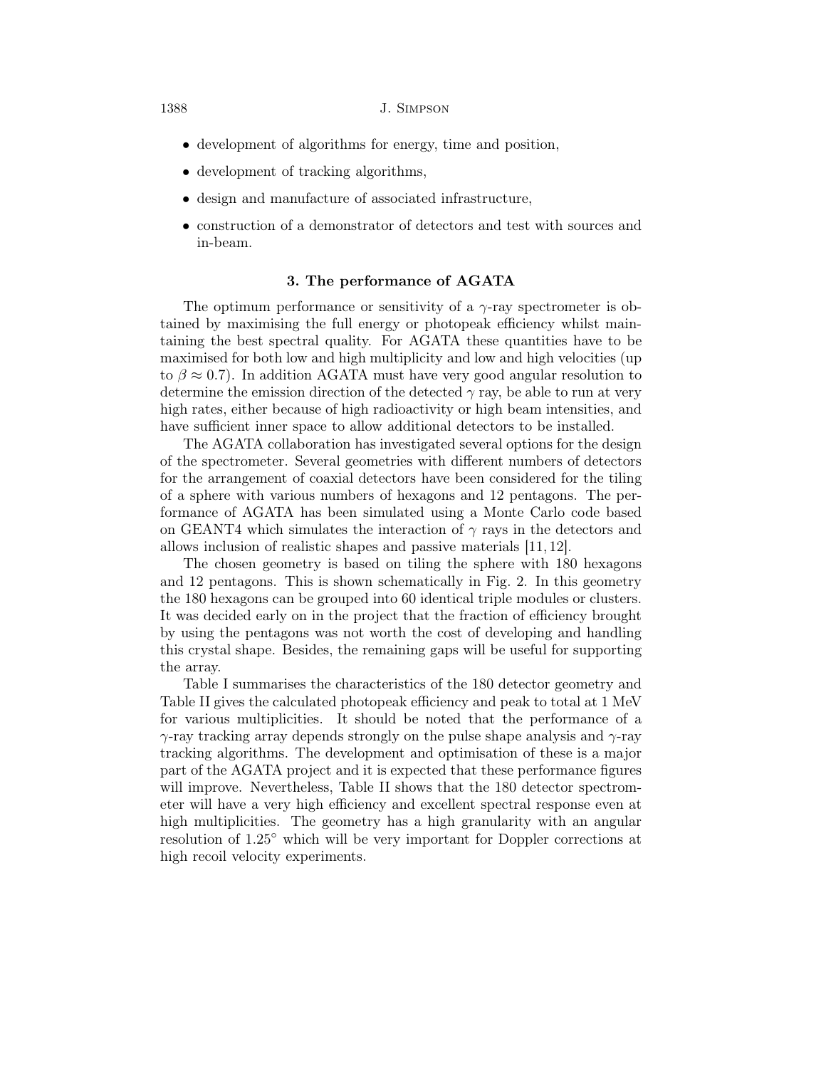- development of algorithms for energy, time and position,
- development of tracking algorithms,
- design and manufacture of associated infrastructure,
- construction of a demonstrator of detectors and test with sources and in-beam.

### 3. The performance of AGATA

The optimum performance or sensitivity of a $\gamma$-ray spectrometer is obtained by maximising the full energy or photopeak efficiency whilst maintaining the best spectral quality. For AGATA these quantities have to be maximised for both low and high multiplicity and low and high velocities (up to $\beta \approx 0.7$). In addition AGATA must have very good angular resolution to determine the emission direction of the detected $\gamma$ ray, be able to run at very high rates, either because of high radioactivity or high beam intensities, and have sufficient inner space to allow additional detectors to be installed.

The AGATA collaboration has investigated several options for the design of the spectrometer. Several geometries with different numbers of detectors for the arrangement of coaxial detectors have been considered for the tiling of a sphere with various numbers of hexagons and 12 pentagons. The performance of AGATA has been simulated using a Monte Carlo code based on GEANT4 which simulates the interaction of $\gamma$ rays in the detectors and allows inclusion of realistic shapes and passive materials [11, 12].

The chosen geometry is based on tiling the sphere with 180 hexagons and 12 pentagons. This is shown schematically in Fig. 2. In this geometry the 180 hexagons can be grouped into 60 identical triple modules or clusters. It was decided early on in the project that the fraction of efficiency brought by using the pentagons was not worth the cost of developing and handling this crystal shape. Besides, the remaining gaps will be useful for supporting the array.

Table I summarises the characteristics of the 180 detector geometry and Table II gives the calculated photopeak efficiency and peak to total at 1 MeV for various multiplicities. It should be noted that the performance of a $\gamma$-ray tracking array depends strongly on the pulse shape analysis and $\gamma$-ray tracking algorithms. The development and optimisation of these is a major part of the AGATA project and it is expected that these performance figures will improve. Nevertheless, Table II shows that the 180 detector spectrometer will have a very high efficiency and excellent spectral response even at high multiplicities. The geometry has a high granularity with an angular resolution of $1.25^{\circ}$ which will be very important for Doppler corrections at high recoil velocity experiments.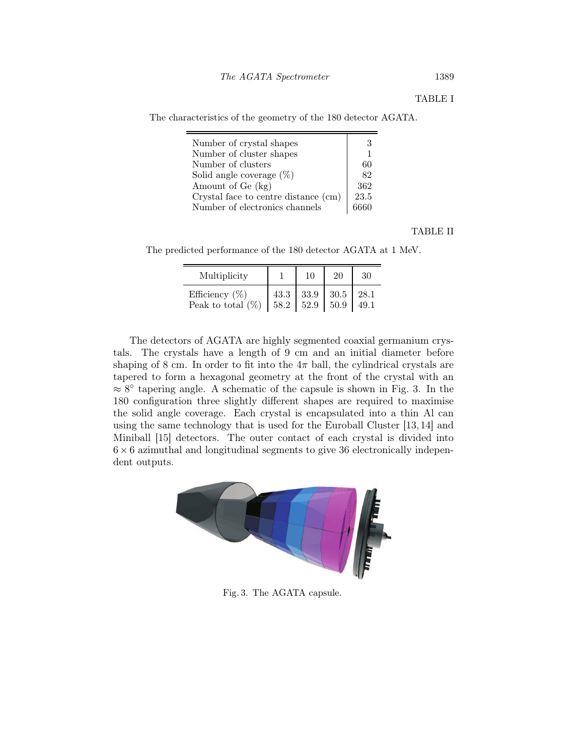TABLE I

The characteristics of the geometry of the 180 detector AGATA.

| | |
|---|---|
| Number of crystal shapes | 3 |
| Number of cluster shapes | 1 |
| Number of clusters | 60 |
| Solid angle coverage (%) | 82 |
| Amount of Ge (kg) | 362 |
| Crystal face to centre distance (cm) | 23.5 |
| Number of electronics channels | 6660 |

TABLE II

The predicted performance of the 180 detector AGATA at 1 MeV.

| Multiplicity | 1 | 10 | 20 | 30 |
|---|---|---|---|---|
| Efficiency (%) | 43.3 | 33.9 | 30.5 | 28.1 |
| Peak to total (%) | 58.2 | 52.9 | 50.9 | 49.1 |

The detectors of AGATA are highly segmented coaxial germanium crystals. The crystals have a length of 9 cm and an initial diameter before shaping of 8 cm. In order to fit into the $4\pi$ ball, the cylindrical crystals are tapered to form a hexagonal geometry at the front of the crystal with an $\approx 8^{\circ}$ tapering angle. A schematic of the capsule is shown in Fig. 3. In the 180 configuration three slightly different shapes are required to maximise the solid angle coverage. Each crystal is encapsulated into a thin Al can using the same technology that is used for the Euroball Cluster [13,14] and Miniball [15] detectors. The outer contact of each crystal is divided into $6 \times 6$ azimuthal and longitudinal segments to give 36 electronically independent outputs.

Fig. 3. The AGATA capsule.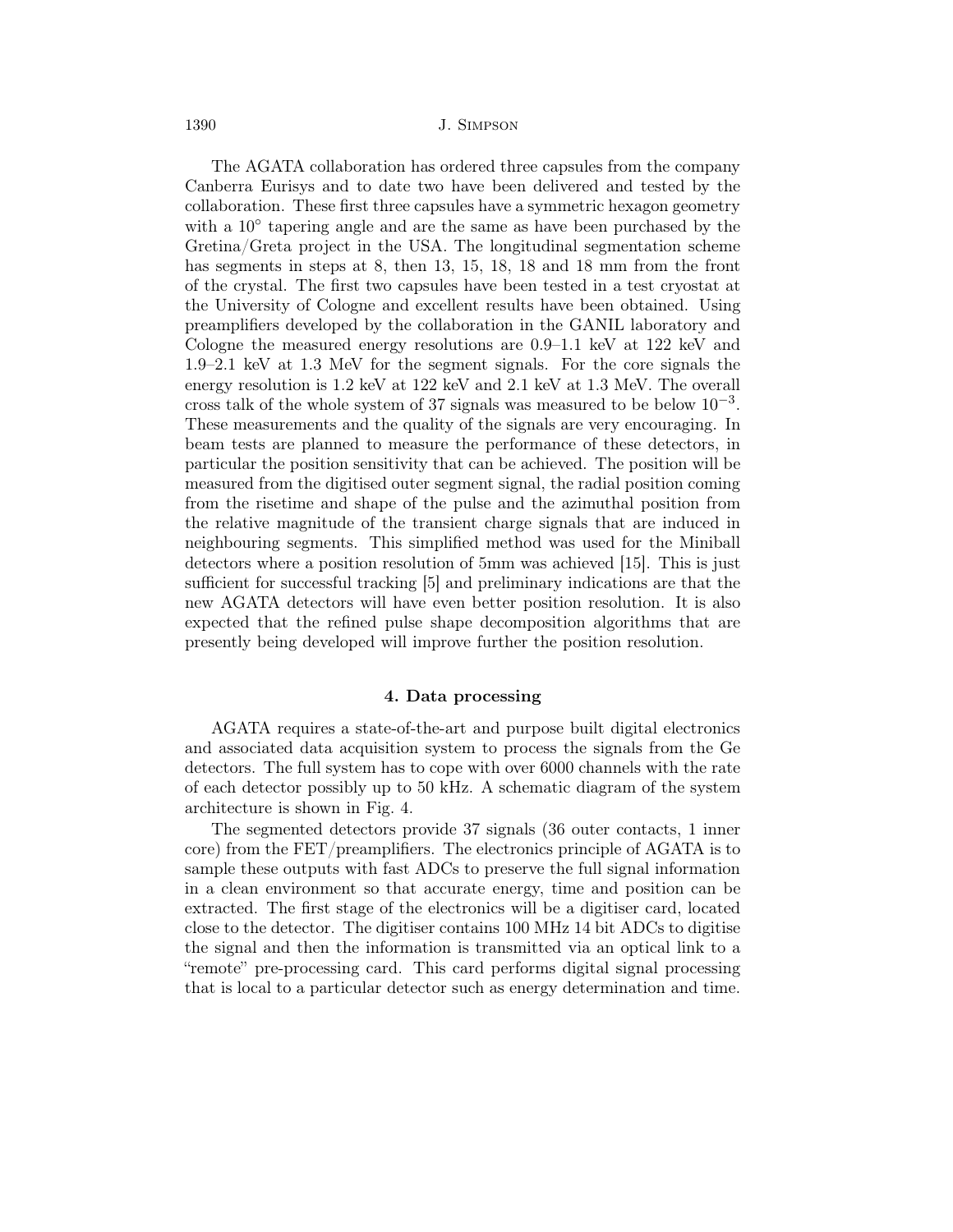The AGATA collaboration has ordered three capsules from the company Canberra Eurisys and to date two have been delivered and tested by the collaboration. These first three capsules have a symmetric hexagon geometry with a $10^\circ$ tapering angle and are the same as have been purchased by the Gretina/Greta project in the USA. The longitudinal segmentation scheme has segments in steps at 8, then 13, 15, 18, 18 and 18 mm from the front of the crystal. The first two capsules have been tested in a test cryostat at the University of Cologne and excellent results have been obtained. Using preamplifiers developed by the collaboration in the GANIL laboratory and Cologne the measured energy resolutions are 0.9–1.1 keV at 122 keV and 1.9–2.1 keV at 1.3 MeV for the segment signals. For the core signals the energy resolution is 1.2 keV at 122 keV and 2.1 keV at 1.3 MeV. The overall cross talk of the whole system of 37 signals was measured to be below $10^{-3}$. These measurements and the quality of the signals are very encouraging. In beam tests are planned to measure the performance of these detectors, in particular the position sensitivity that can be achieved. The position will be measured from the digitised outer segment signal, the radial position coming from the risetime and shape of the pulse and the azimuthal position from the relative magnitude of the transient charge signals that are induced in neighbouring segments. This simplified method was used for the Miniball detectors where a position resolution of 5mm was achieved [15]. This is just sufficient for successful tracking [5] and preliminary indications are that the new AGATA detectors will have even better position resolution. It is also expected that the refined pulse shape decomposition algorithms that are presently being developed will improve further the position resolution.

## 4. Data processing

AGATA requires a state-of-the-art and purpose built digital electronics and associated data acquisition system to process the signals from the Ge detectors. The full system has to cope with over 6000 channels with the rate of each detector possibly up to 50 kHz. A schematic diagram of the system architecture is shown in Fig. 4.

The segmented detectors provide 37 signals (36 outer contacts, 1 inner core) from the FET/preamplifiers. The electronics principle of AGATA is to sample these outputs with fast ADCs to preserve the full signal information in a clean environment so that accurate energy, time and position can be extracted. The first stage of the electronics will be a digitiser card, located close to the detector. The digitiser contains 100 MHz 14 bit ADCs to digitise the signal and then the information is transmitted via an optical link to a "remote" pre-processing card. This card performs digital signal processing that is local to a particular detector such as energy determination and time.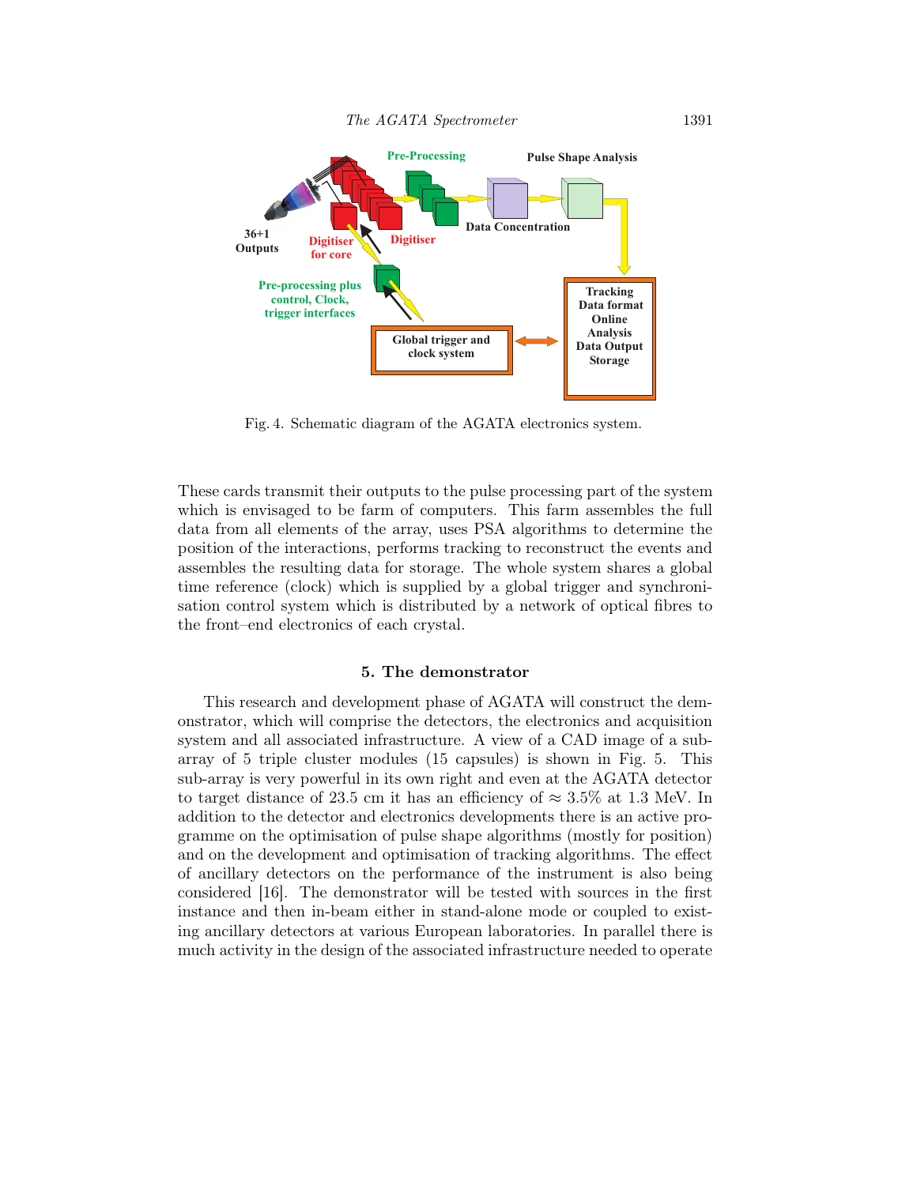Fig. 4. Schematic diagram of the AGATA electronics system.

These cards transmit their outputs to the pulse processing part of the system which is envisaged to be farm of computers. This farm assembles the full data from all elements of the array, uses PSA algorithms to determine the position of the interactions, performs tracking to reconstruct the events and assembles the resulting data for storage. The whole system shares a global time reference (clock) which is supplied by a global trigger and synchronisation control system which is distributed by a network of optical fibres to the front–end electronics of each crystal.

## 5. The demonstrator

This research and development phase of AGATA will construct the demonstrator, which will comprise the detectors, the electronics and acquisition system and all associated infrastructure. A view of a CAD image of a sub-array of 5 triple cluster modules (15 capsules) is shown in Fig. 5. This sub-array is very powerful in its own right and even at the AGATA detector to target distance of 23.5 cm it has an efficiency of $\approx 3.5\%$ at 1.3 MeV. In addition to the detector and electronics developments there is an active programme on the optimisation of pulse shape algorithms (mostly for position) and on the development and optimisation of tracking algorithms. The effect of ancillary detectors on the performance of the instrument is also being considered [16]. The demonstrator will be tested with sources in the first instance and then in-beam either in stand-alone mode or coupled to existing ancillary detectors at various European laboratories. In parallel there is much activity in the design of the associated infrastructure needed to operate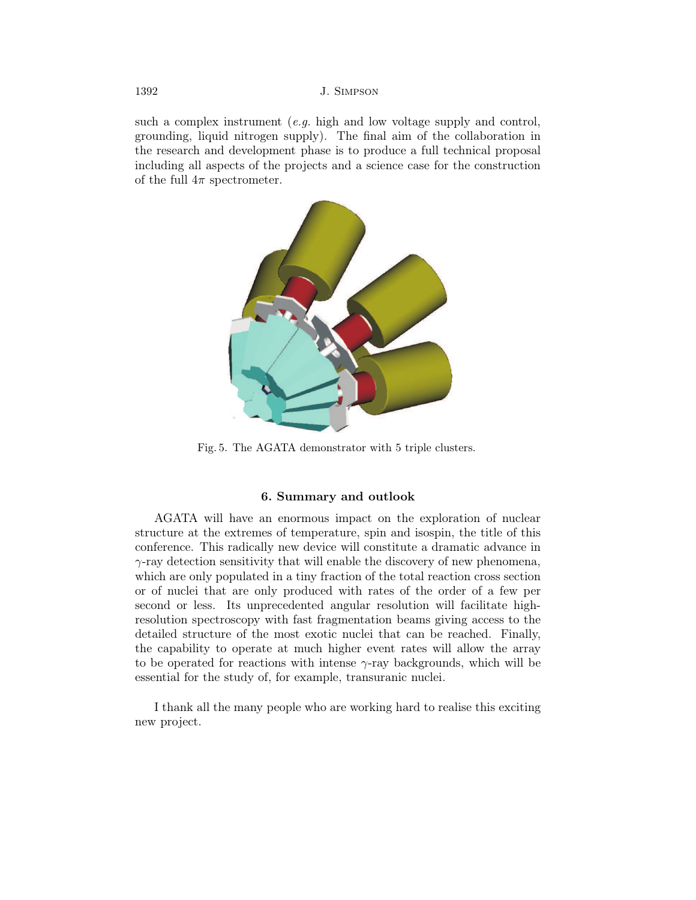such a complex instrument (*e.g.* high and low voltage supply and control, grounding, liquid nitrogen supply). The final aim of the collaboration in the research and development phase is to produce a full technical proposal including all aspects of the projects and a science case for the construction of the full $4\pi$ spectrometer.

Fig. 5. The AGATA demonstrator with 5 triple clusters.

## 6. Summary and outlook

AGATA will have an enormous impact on the exploration of nuclear structure at the extremes of temperature, spin and isospin, the title of this conference. This radically new device will constitute a dramatic advance in $\gamma$-ray detection sensitivity that will enable the discovery of new phenomena, which are only populated in a tiny fraction of the total reaction cross section or of nuclei that are only produced with rates of the order of a few per second or less. Its unprecedented angular resolution will facilitate high-resolution spectroscopy with fast fragmentation beams giving access to the detailed structure of the most exotic nuclei that can be reached. Finally, the capability to operate at much higher event rates will allow the array to be operated for reactions with intense $\gamma$-ray backgrounds, which will be essential for the study of, for example, transuranic nuclei.

I thank all the many people who are working hard to realise this exciting new project.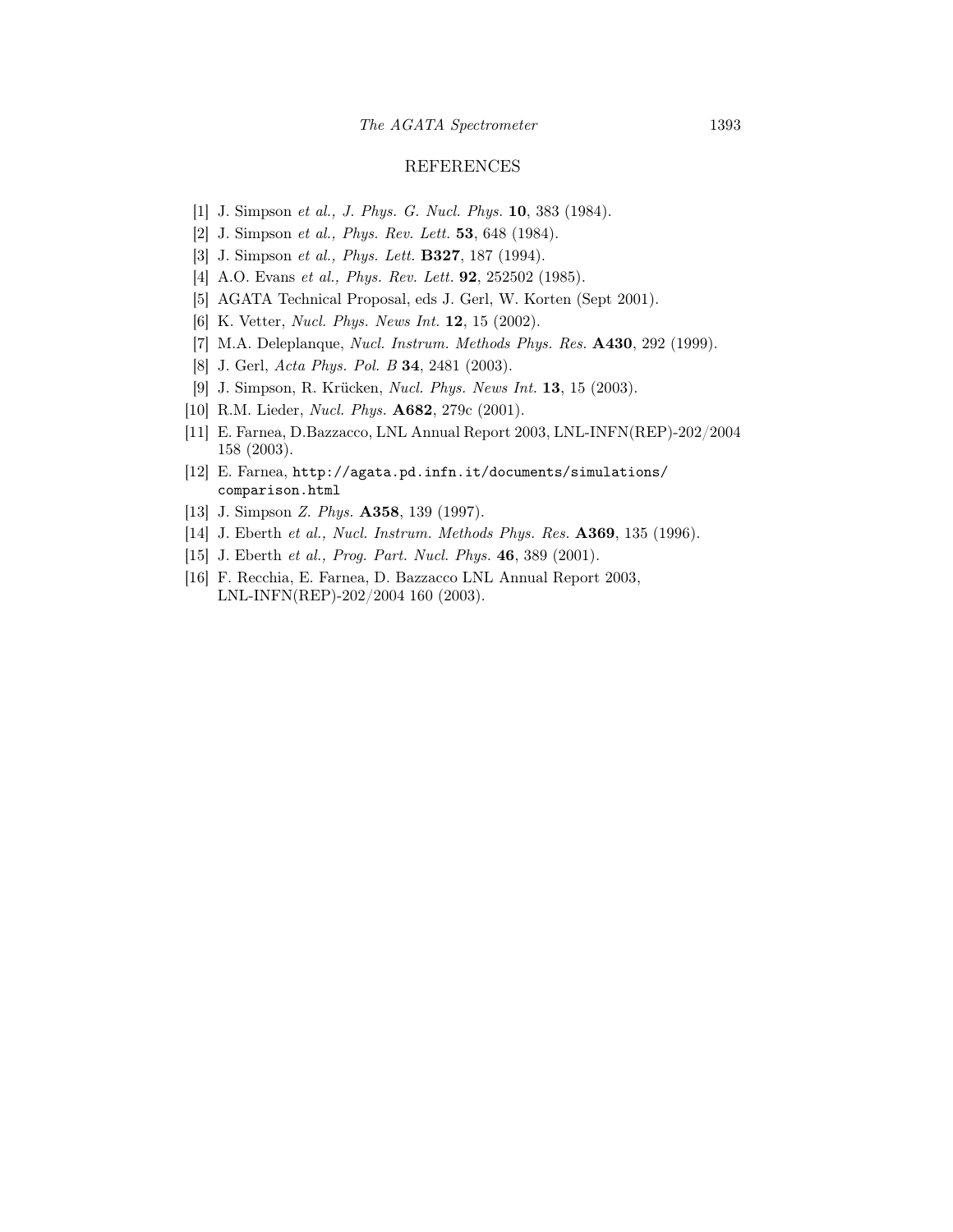## REFERENCES

[1] J. Simpson *et al., J. Phys. G. Nucl. Phys.* **10**, 383 (1984).

[2] J. Simpson *et al., Phys. Rev. Lett.* **53**, 648 (1984).

[3] J. Simpson *et al., Phys. Lett.* **B327**, 187 (1994).

[4] A.O. Evans *et al., Phys. Rev. Lett.* **92**, 252502 (1985).

[5] AGATA Technical Proposal, eds J. Gerl, W. Korten (Sept 2001).

[6] K. Vetter, *Nucl. Phys. News Int.* **12**, 15 (2002).

[7] M.A. Deleplanque, *Nucl. Instrum. Methods Phys. Res.* **A430**, 292 (1999).

[8] J. Gerl, *Acta Phys. Pol. B* **34**, 2481 (2003).

[9] J. Simpson, R. Krücken, *Nucl. Phys. News Int.* **13**, 15 (2003).

[10] R.M. Lieder, *Nucl. Phys.* **A682**, 279c (2001).

[11] E. Farnea, D.Bazzacco, LNL Annual Report 2003, LNL-INFN(REP)-202/2004 158 (2003).

[12] E. Farnea, `http://agata.pd.infn.it/documents/simulations/comparison.html`

[13] J. Simpson *Z. Phys.* **A358**, 139 (1997).

[14] J. Eberth *et al., Nucl. Instrum. Methods Phys. Res.* **A369**, 135 (1996).

[15] J. Eberth *et al., Prog. Part. Nucl. Phys.* **46**, 389 (2001).

[16] F. Recchia, E. Farnea, D. Bazzacco LNL Annual Report 2003, LNL-INFN(REP)-202/2004 160 (2003).